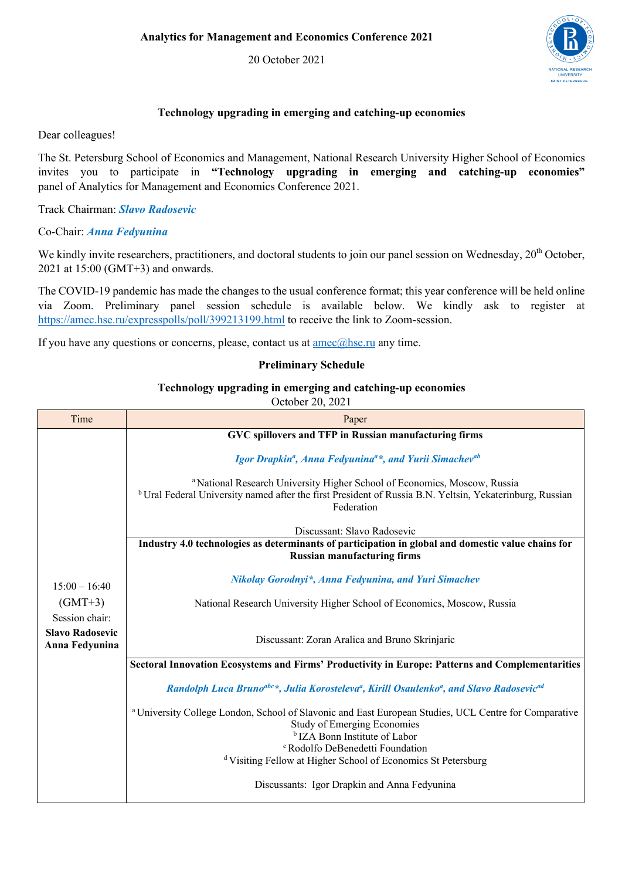**Analytics for Management and Economics Conference 2021**

20 October 2021

**Technology upgrading in emerging and catching-up economies**

Dear colleagues!

The St. Petersburg School of Economics and Management, National Research University Higher School of Economics invites you to participate in **"Technology upgrading in emerging and catching-up economies"** panel of Analytics for Management and Economics Conference 2021.

Track Chairman: ***Slavo Radosevic***

Co-Chair: ***Anna Fedyunina***

We kindly invite researchers, practitioners, and doctoral students to join our panel session on Wednesday, 20th October, 2021 at 15:00 (GMT+3) and onwards.

The COVID-19 pandemic has made the changes to the usual conference format; this year conference will be held online via Zoom. Preliminary panel session schedule is available below. We kindly ask to register at https://amec.hse.ru/expresspolls/poll/399213199.html to receive the link to Zoom-session.

If you have any questions or concerns, please, contact us at amec@hse.ru any time.

**Preliminary Schedule**

**Technology upgrading in emerging and catching-up economies**

October 20, 2021

| Time | Paper |
|---|---|
| 15:00 – 16:40 (GMT+3) Session chair: **Slavo Radosevic Anna Fedyunina** | **GVC spillovers and TFP in Russian manufacturing firms**<br><br>***Igor Drapkin[a], Anna Fedyunina[a]\*, and Yurii Simachev[ab]***<br><br>[a] National Research University Higher School of Economics, Moscow, Russia<br>[b] Ural Federal University named after the first President of Russia B.N. Yeltsin, Yekaterinburg, Russian Federation<br><br>Discussant: Slavo Radosevic |
| | **Industry 4.0 technologies as determinants of participation in global and domestic value chains for Russian manufacturing firms**<br><br>***Nikolay Gorodnyi\*, Anna Fedyunina, and Yuri Simachev***<br><br>National Research University Higher School of Economics, Moscow, Russia<br><br>Discussant: Zoran Aralica and Bruno Skrinjaric |
| | **Sectoral Innovation Ecosystems and Firms' Productivity in Europe: Patterns and Complementarities**<br><br>***Randolph Luca Bruno[abc]\*, Julia Korosteleva[a], Kirill Osaulenko[a], and Slavo Radosevic[ad]***<br><br>[a] University College London, School of Slavonic and East European Studies, UCL Centre for Comparative Study of Emerging Economies<br>[b] IZA Bonn Institute of Labor<br>[c] Rodolfo DeBenedetti Foundation<br>[d] Visiting Fellow at Higher School of Economics St Petersburg<br><br>Discussants: Igor Drapkin and Anna Fedyunina |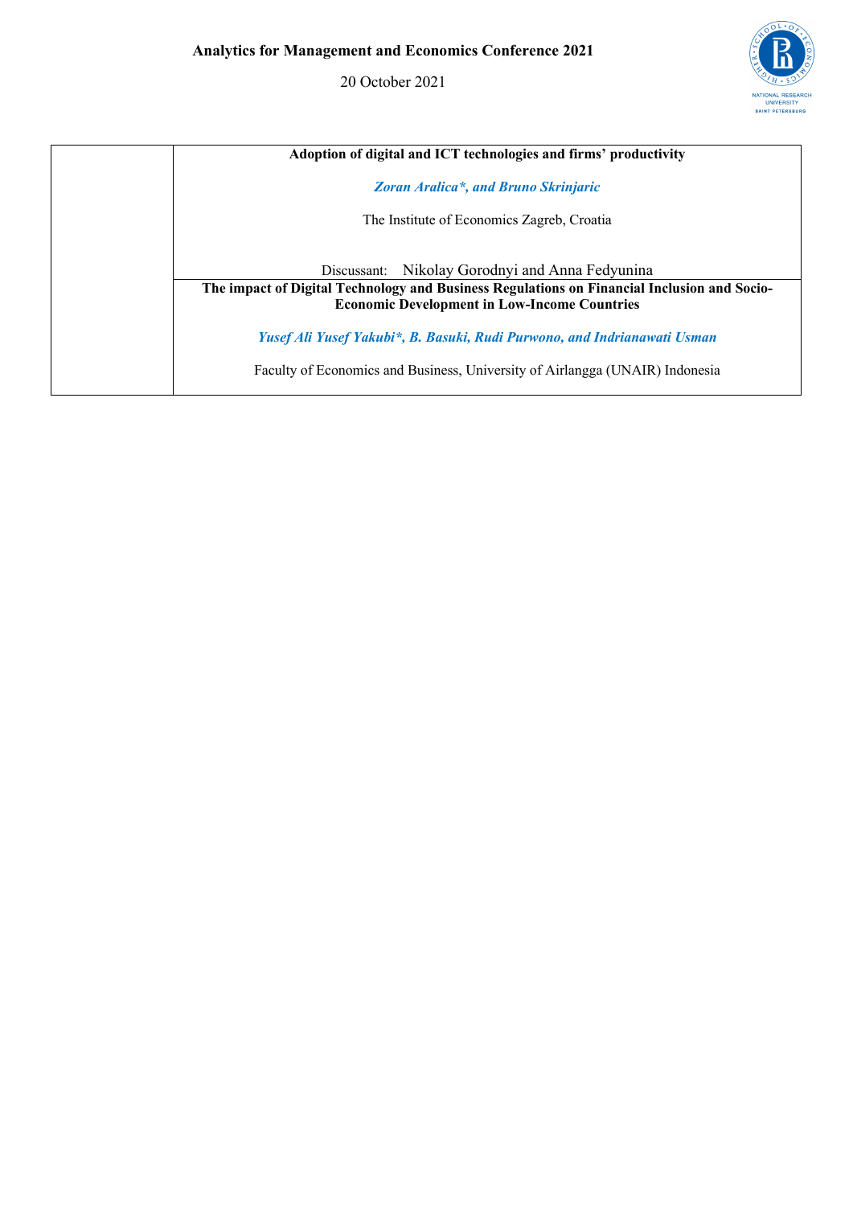| | |
|---|---|
| | **Adoption of digital and ICT technologies and firms' productivity**<br><br>*Zoran Aralica*, and Bruno Skrinjaric*<br><br>The Institute of Economics Zagreb, Croatia<br><br>Discussant: Nikolay Gorodnyi and Anna Fedyunina |
| | **The impact of Digital Technology and Business Regulations on Financial Inclusion and Socio-Economic Development in Low-Income Countries**<br><br>*Yusef Ali Yusef Yakubi*, B. Basuki, Rudi Purwono, and Indrianawati Usman*<br><br>Faculty of Economics and Business, University of Airlangga (UNAIR) Indonesia |